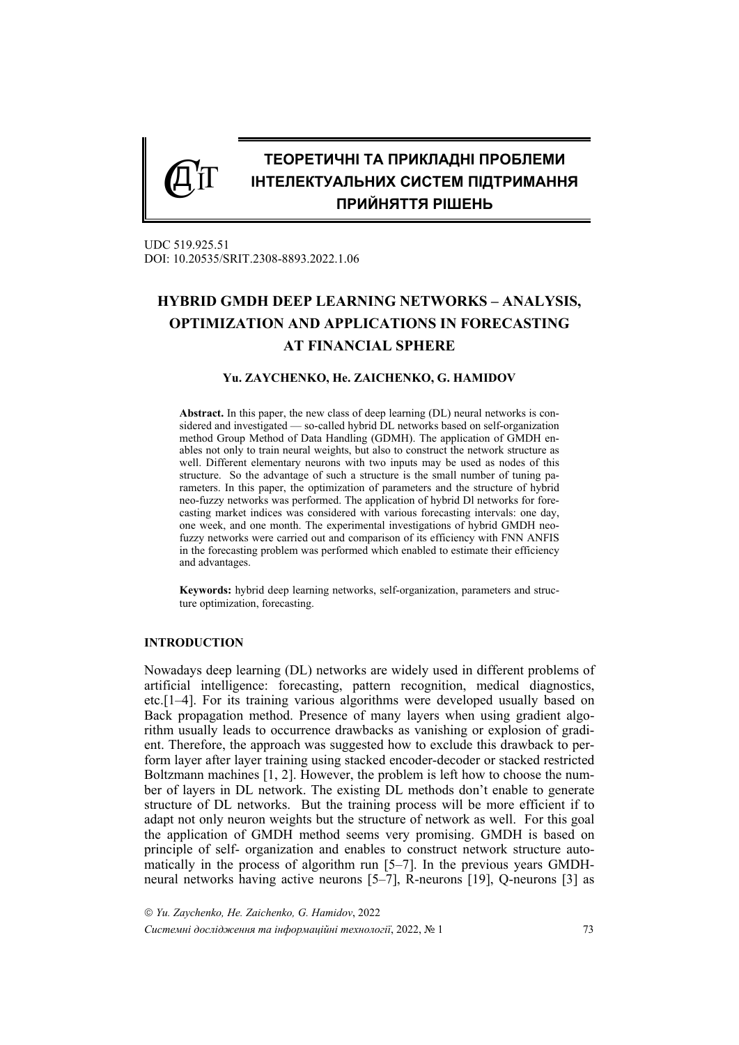# ТЕОРЕТИЧНІ ТА ПРИКЛАДНІ ПРОБЛЕМИ ІНТЕЛЕКТУАЛЬНИХ СИСТЕМ ПІДТРИМАННЯ ПРИЙНЯТТЯ РІШЕНЬ

UDC 519.925.51
DOI: 10.20535/SRIT.2308-8893.2022.1.06

## HYBRID GMDH DEEP LEARNING NETWORKS – ANALYSIS, OPTIMIZATION AND APPLICATIONS IN FORECASTING AT FINANCIAL SPHERE

**Yu. ZAYCHENKO, He. ZAICHENKO, G. HAMIDOV**

**Abstract.** In this paper, the new class of deep learning (DL) neural networks is considered and investigated — so-called hybrid DL networks based on self-organization method Group Method of Data Handling (GDMH). The application of GMDH enables not only to train neural weights, but also to construct the network structure as well. Different elementary neurons with two inputs may be used as nodes of this structure. So the advantage of such a structure is the small number of tuning parameters. In this paper, the optimization of parameters and the structure of hybrid neo-fuzzy networks was performed. The application of hybrid Dl networks for forecasting market indices was considered with various forecasting intervals: one day, one week, and one month. The experimental investigations of hybrid GMDH neo-fuzzy networks were carried out and comparison of its efficiency with FNN ANFIS in the forecasting problem was performed which enabled to estimate their efficiency and advantages.

**Keywords:** hybrid deep learning networks, self-organization, parameters and structure optimization, forecasting.

### INTRODUCTION

Nowadays deep learning (DL) networks are widely used in different problems of artificial intelligence: forecasting, pattern recognition, medical diagnostics, etc.[1–4]. For its training various algorithms were developed usually based on Back propagation method. Presence of many layers when using gradient algorithm usually leads to occurrence drawbacks as vanishing or explosion of gradient. Therefore, the approach was suggested how to exclude this drawback to perform layer after layer training using stacked encoder-decoder or stacked restricted Boltzmann machines [1, 2]. However, the problem is left how to choose the number of layers in DL network. The existing DL methods don't enable to generate structure of DL networks. But the training process will be more efficient if to adapt not only neuron weights but the structure of network as well. For this goal the application of GMDH method seems very promising. GMDH is based on principle of self- organization and enables to construct network structure automatically in the process of algorithm run [5–7]. In the previous years GMDH-neural networks having active neurons [5–7], R-neurons [19], Q-neurons [3] as

© *Yu. Zaychenko, He. Zaichenko, G. Hamidov*, 2022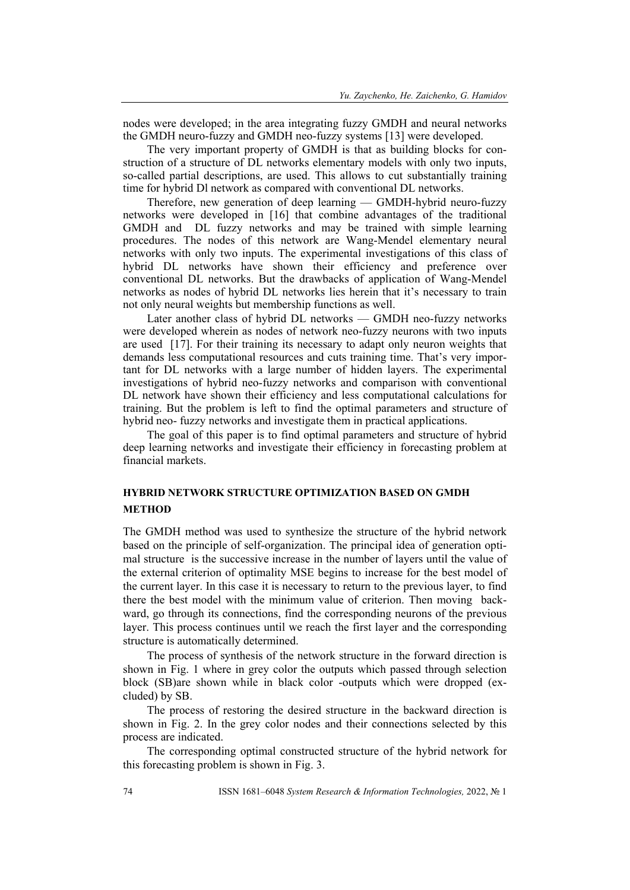nodes were developed; in the area integrating fuzzy GMDH and neural networks the GMDH neuro-fuzzy and GMDH neo-fuzzy systems [13] were developed.

The very important property of GMDH is that as building blocks for construction of a structure of DL networks elementary models with only two inputs, so-called partial descriptions, are used. This allows to cut substantially training time for hybrid Dl network as compared with conventional DL networks.

Therefore, new generation of deep learning — GMDH-hybrid neuro-fuzzy networks were developed in [16] that combine advantages of the traditional GMDH and DL fuzzy networks and may be trained with simple learning procedures. The nodes of this network are Wang-Mendel elementary neural networks with only two inputs. The experimental investigations of this class of hybrid DL networks have shown their efficiency and preference over conventional DL networks. But the drawbacks of application of Wang-Mendel networks as nodes of hybrid DL networks lies herein that it's necessary to train not only neural weights but membership functions as well.

Later another class of hybrid DL networks — GMDH neo-fuzzy networks were developed wherein as nodes of network neo-fuzzy neurons with two inputs are used [17]. For their training its necessary to adapt only neuron weights that demands less computational resources and cuts training time. That's very important for DL networks with a large number of hidden layers. The experimental investigations of hybrid neo-fuzzy networks and comparison with conventional DL network have shown their efficiency and less computational calculations for training. But the problem is left to find the optimal parameters and structure of hybrid neo- fuzzy networks and investigate them in practical applications.

The goal of this paper is to find optimal parameters and structure of hybrid deep learning networks and investigate their efficiency in forecasting problem at financial markets.

## HYBRID NETWORK STRUCTURE OPTIMIZATION BASED ON GMDH METHOD

The GMDH method was used to synthesize the structure of the hybrid network based on the principle of self-organization. The principal idea of generation optimal structure is the successive increase in the number of layers until the value of the external criterion of optimality MSE begins to increase for the best model of the current layer. In this case it is necessary to return to the previous layer, to find there the best model with the minimum value of criterion. Then moving backward, go through its connections, find the corresponding neurons of the previous layer. This process continues until we reach the first layer and the corresponding structure is automatically determined.

The process of synthesis of the network structure in the forward direction is shown in Fig. 1 where in grey color the outputs which passed through selection block (SB)are shown while in black color -outputs which were dropped (excluded) by SB.

The process of restoring the desired structure in the backward direction is shown in Fig. 2. In the grey color nodes and their connections selected by this process are indicated.

The corresponding optimal constructed structure of the hybrid network for this forecasting problem is shown in Fig. 3.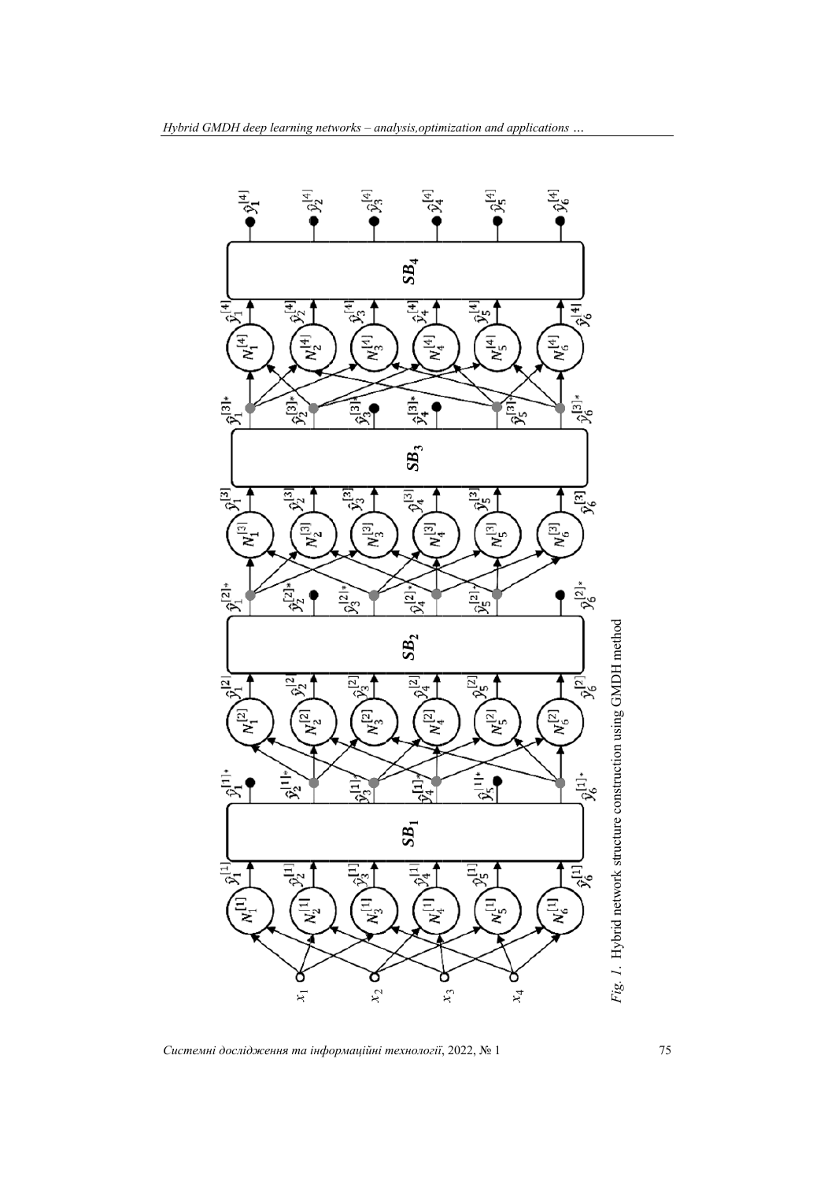*Fig. 1*. Hybrid network structure construction using GMDH method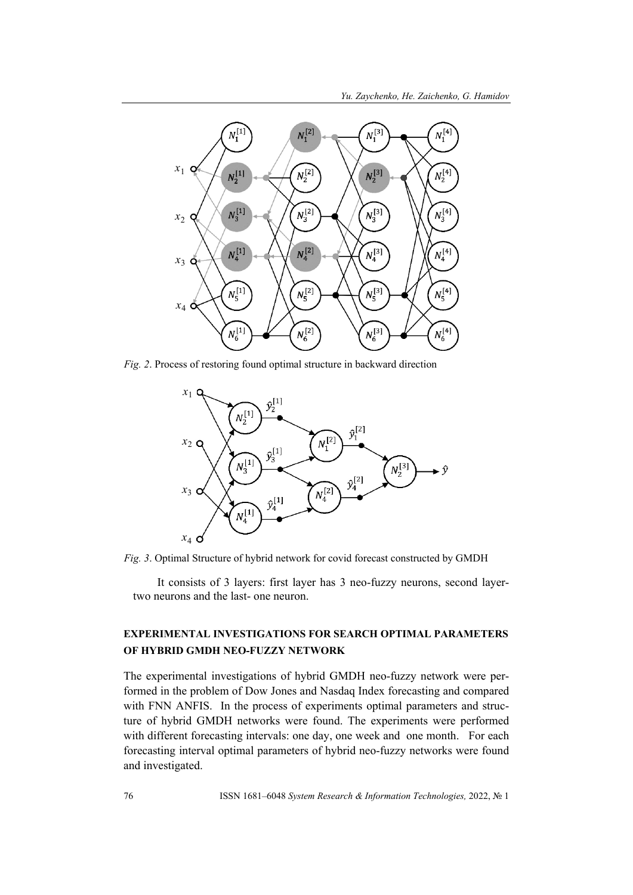*Fig. 2*. Process of restoring found optimal structure in backward direction

*Fig. 3*. Optimal Structure of hybrid network for covid forecast constructed by GMDH

It consists of 3 layers: first layer has 3 neo-fuzzy neurons, second layer-two neurons and the last- one neuron.

## EXPERIMENTAL INVESTIGATIONS FOR SEARCH OPTIMAL PARAMETERS OF HYBRID GMDH NEO-FUZZY NETWORK

The experimental investigations of hybrid GMDH neo-fuzzy network were performed in the problem of Dow Jones and Nasdaq Index forecasting and compared with FNN ANFIS. In the process of experiments optimal parameters and structure of hybrid GMDH networks were found. The experiments were performed with different forecasting intervals: one day, one week and one month. For each forecasting interval optimal parameters of hybrid neo-fuzzy networks were found and investigated.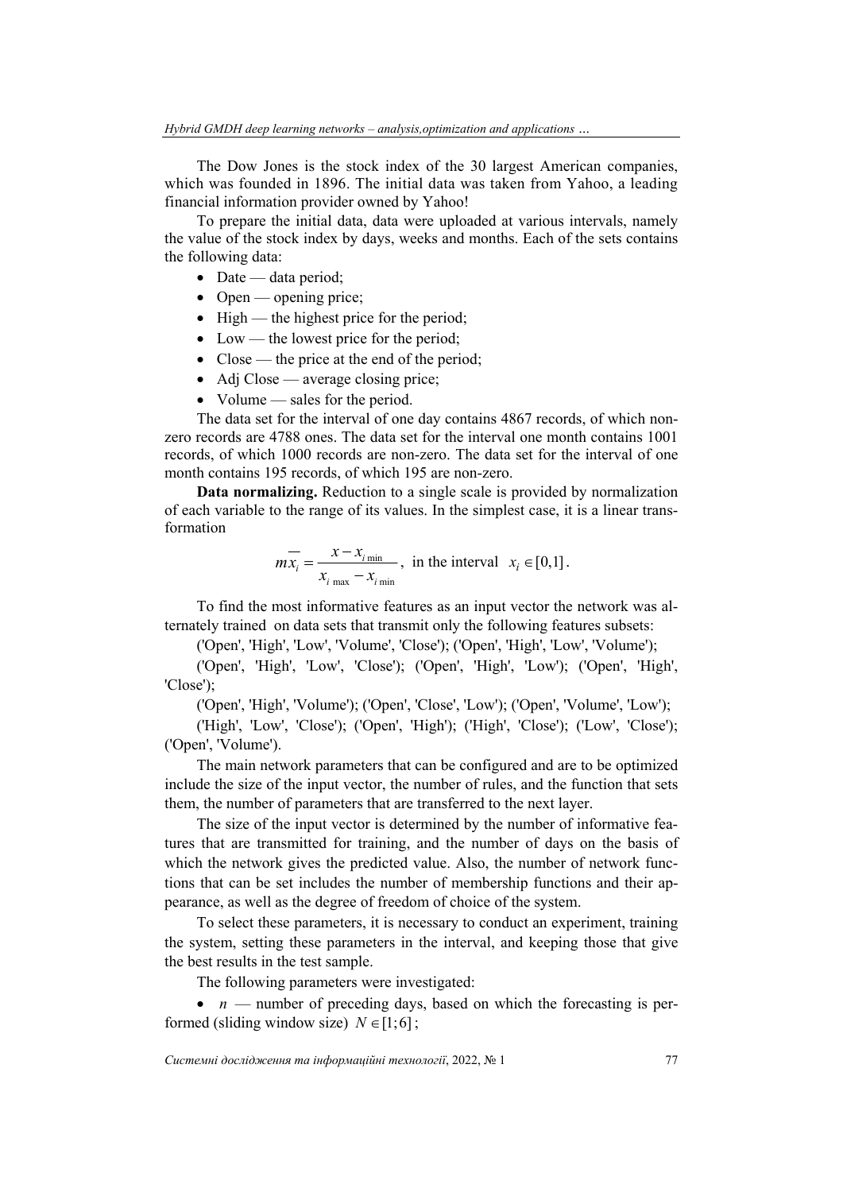The Dow Jones is the stock index of the 30 largest American companies, which was founded in 1896. The initial data was taken from Yahoo, a leading financial information provider owned by Yahoo!

To prepare the initial data, data were uploaded at various intervals, namely the value of the stock index by days, weeks and months. Each of the sets contains the following data:

- Date — data period;
- Open — opening price;
- High — the highest price for the period;
- Low — the lowest price for the period;
- Close — the price at the end of the period;
- Adj Close — average closing price;
- Volume — sales for the period.

The data set for the interval of one day contains 4867 records, of which non-zero records are 4788 ones. The data set for the interval one month contains 1001 records, of which 1000 records are non-zero. The data set for the interval of one month contains 195 records, of which 195 are non-zero.

**Data normalizing.** Reduction to a single scale is provided by normalization of each variable to the range of its values. In the simplest case, it is a linear transformation

$$m\overline{x_i} = \frac{x - x_{i\,\min}}{x_{i\,\max} - x_{i\,\min}}, \text{ in the interval } x_i \in [0,1].$$

To find the most informative features as an input vector the network was alternately trained on data sets that transmit only the following features subsets:

('Open', 'High', 'Low', 'Volume', 'Close'); ('Open', 'High', 'Low', 'Volume');

('Open', 'High', 'Low', 'Close'); ('Open', 'High', 'Low'); ('Open', 'High', 'Close');

('Open', 'High', 'Volume'); ('Open', 'Close', 'Low'); ('Open', 'Volume', 'Low');

('High', 'Low', 'Close'); ('Open', 'High'); ('High', 'Close'); ('Low', 'Close'); ('Open', 'Volume').

The main network parameters that can be configured and are to be optimized include the size of the input vector, the number of rules, and the function that sets them, the number of parameters that are transferred to the next layer.

The size of the input vector is determined by the number of informative features that are transmitted for training, and the number of days on the basis of which the network gives the predicted value. Also, the number of network functions that can be set includes the number of membership functions and their appearance, as well as the degree of freedom of choice of the system.

To select these parameters, it is necessary to conduct an experiment, training the system, setting these parameters in the interval, and keeping those that give the best results in the test sample.

The following parameters were investigated:

- $n$ — number of preceding days, based on which the forecasting is performed (sliding window size) $N \in [1;6]$;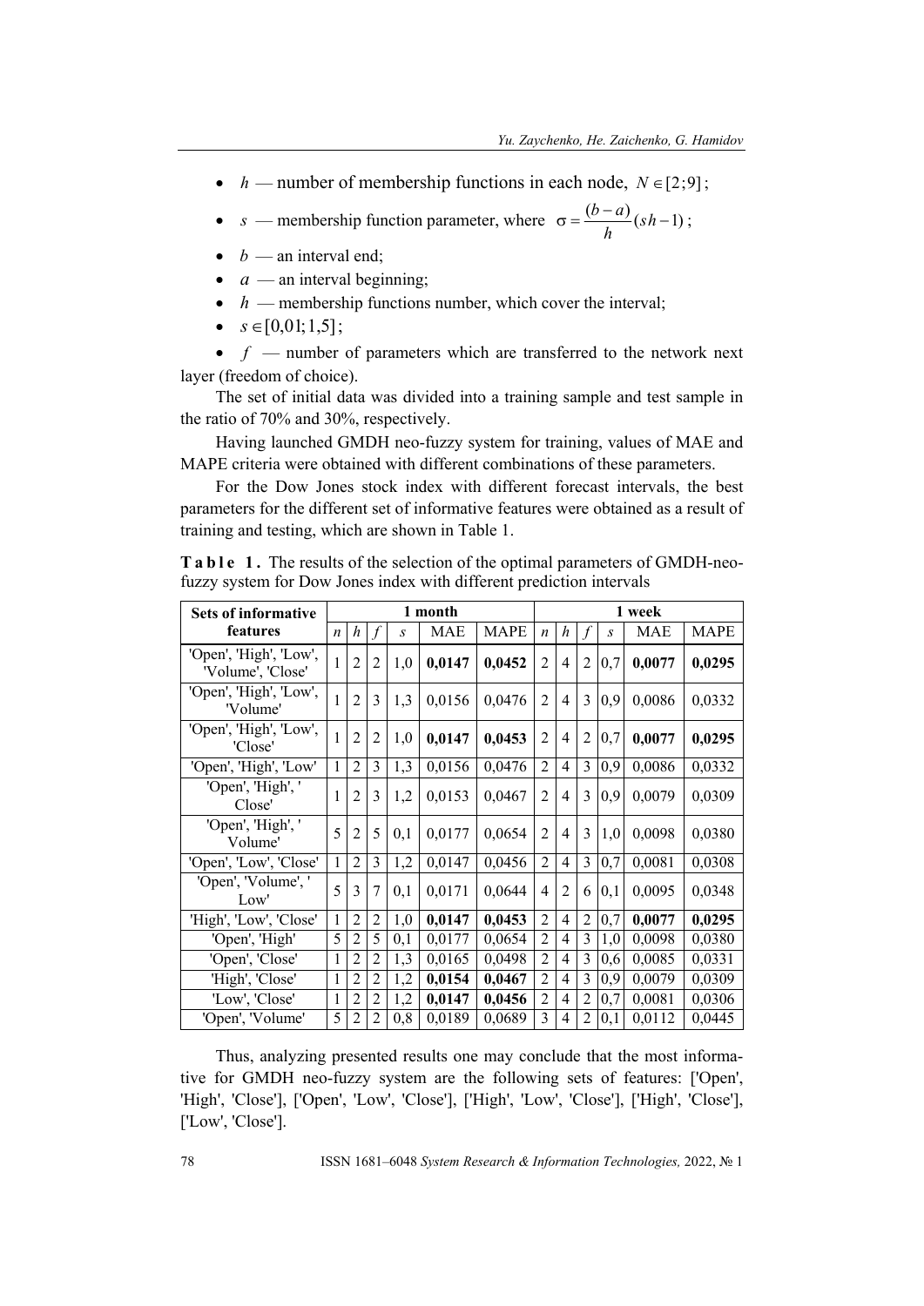- $h$ — number of membership functions in each node, $N \in [2;9]$;
- $s$ — membership function parameter, where $\sigma = \frac{(b-a)}{h}(sh-1)$;
- $b$ — an interval end;
- $a$ — an interval beginning;
- $h$ — membership functions number, which cover the interval;
- $s \in [0{,}01;1{,}5]$;
- $f$ — number of parameters which are transferred to the network next layer (freedom of choice).

The set of initial data was divided into a training sample and test sample in the ratio of 70% and 30%, respectively.

Having launched GMDH neo-fuzzy system for training, values of MAE and MAPE criteria were obtained with different combinations of these parameters.

For the Dow Jones stock index with different forecast intervals, the best parameters for the different set of informative features were obtained as a result of training and testing, which are shown in Table 1.

**Table 1.** The results of the selection of the optimal parameters of GMDH-neo-fuzzy system for Dow Jones index with different prediction intervals

| Sets of informative features | 1 month | | | | | | 1 week | | | | | |
|---|---|---|---|---|---|---|---|---|---|---|---|---|
| | $n$ | $h$ | $f$ | $s$ | MAE | MAPE | $n$ | $h$ | $f$ | $s$ | MAE | MAPE |
| 'Open', 'High', 'Low', 'Volume', 'Close' | 1 | 2 | 2 | 1,0 | **0,0147** | **0,0452** | 2 | 4 | 2 | 0,7 | **0,0077** | **0,0295** |
| 'Open', 'High', 'Low', 'Volume' | 1 | 2 | 3 | 1,3 | 0,0156 | 0,0476 | 2 | 4 | 3 | 0,9 | 0,0086 | 0,0332 |
| 'Open', 'High', 'Low', 'Close' | 1 | 2 | 2 | 1,0 | **0,0147** | **0,0453** | 2 | 4 | 2 | 0,7 | **0,0077** | **0,0295** |
| 'Open', 'High', 'Low' | 1 | 2 | 3 | 1,3 | 0,0156 | 0,0476 | 2 | 4 | 3 | 0,9 | 0,0086 | 0,0332 |
| 'Open', 'High', ' Close' | 1 | 2 | 3 | 1,2 | 0,0153 | 0,0467 | 2 | 4 | 3 | 0,9 | 0,0079 | 0,0309 |
| 'Open', 'High', ' Volume' | 5 | 2 | 5 | 0,1 | 0,0177 | 0,0654 | 2 | 4 | 3 | 1,0 | 0,0098 | 0,0380 |
| 'Open', 'Low', 'Close' | 1 | 2 | 3 | 1,2 | 0,0147 | 0,0456 | 2 | 4 | 3 | 0,7 | 0,0081 | 0,0308 |
| 'Open', 'Volume', ' Low' | 5 | 3 | 7 | 0,1 | 0,0171 | 0,0644 | 4 | 2 | 6 | 0,1 | 0,0095 | 0,0348 |
| 'High', 'Low', 'Close' | 1 | 2 | 2 | 1,0 | **0,0147** | **0,0453** | 2 | 4 | 2 | 0,7 | **0,0077** | **0,0295** |
| 'Open', 'High' | 5 | 2 | 5 | 0,1 | 0,0177 | 0,0654 | 2 | 4 | 3 | 1,0 | 0,0098 | 0,0380 |
| 'Open', 'Close' | 1 | 2 | 2 | 1,3 | 0,0165 | 0,0498 | 2 | 4 | 3 | 0,6 | 0,0085 | 0,0331 |
| 'High', 'Close' | 1 | 2 | 2 | 1,2 | **0,0154** | **0,0467** | 2 | 4 | 3 | 0,9 | 0,0079 | 0,0309 |
| 'Low', 'Close' | 1 | 2 | 2 | 1,2 | **0,0147** | **0,0456** | 2 | 4 | 2 | 0,7 | 0,0081 | 0,0306 |
| 'Open', 'Volume' | 5 | 2 | 2 | 0,8 | 0,0189 | 0,0689 | 3 | 4 | 2 | 0,1 | 0,0112 | 0,0445 |

Thus, analyzing presented results one may conclude that the most informative for GMDH neo-fuzzy system are the following sets of features: ['Open', 'High', 'Close'], ['Open', 'Low', 'Close'], ['High', 'Low', 'Close'], ['High', 'Close'], ['Low', 'Close'].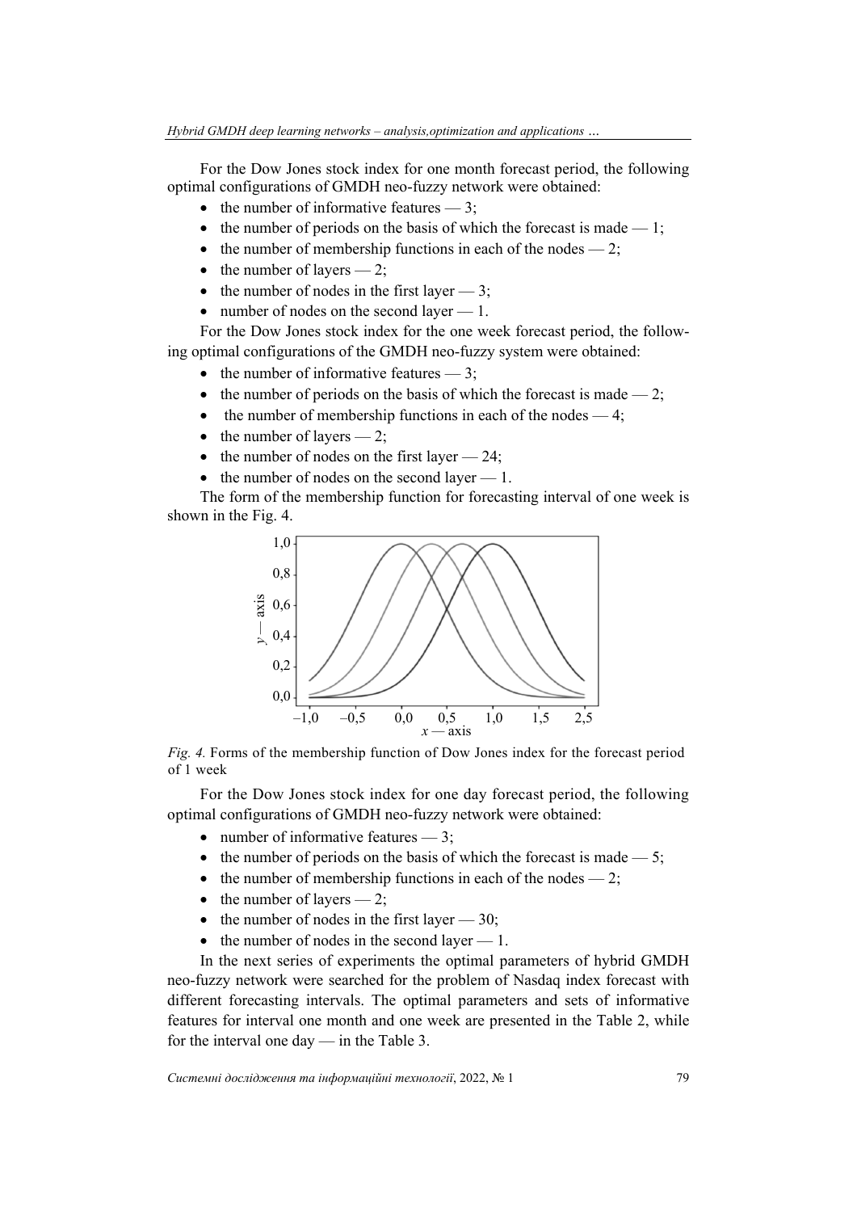For the Dow Jones stock index for one month forecast period, the following optimal configurations of GMDH neo-fuzzy network were obtained:

- the number of informative features — 3;
- the number of periods on the basis of which the forecast is made — 1;
- the number of membership functions in each of the nodes — 2;
- the number of layers — 2;
- the number of nodes in the first layer — 3;
- number of nodes on the second layer — 1.

For the Dow Jones stock index for the one week forecast period, the following optimal configurations of the GMDH neo-fuzzy system were obtained:

- the number of informative features — 3;
- the number of periods on the basis of which the forecast is made — 2;
- the number of membership functions in each of the nodes — 4;
- the number of layers — 2;
- the number of nodes on the first layer — 24;
- the number of nodes on the second layer — 1.

The form of the membership function for forecasting interval of one week is shown in the Fig. 4.

*Fig. 4.* Forms of the membership function of Dow Jones index for the forecast period of 1 week

For the Dow Jones stock index for one day forecast period, the following optimal configurations of GMDH neo-fuzzy network were obtained:

- number of informative features — 3;
- the number of periods on the basis of which the forecast is made — 5;
- the number of membership functions in each of the nodes — 2;
- the number of layers — 2;
- the number of nodes in the first layer — 30;
- the number of nodes in the second layer — 1.

In the next series of experiments the optimal parameters of hybrid GMDH neo-fuzzy network were searched for the problem of Nasdaq index forecast with different forecasting intervals. The optimal parameters and sets of informative features for interval one month and one week are presented in the Table 2, while for the interval one day — in the Table 3.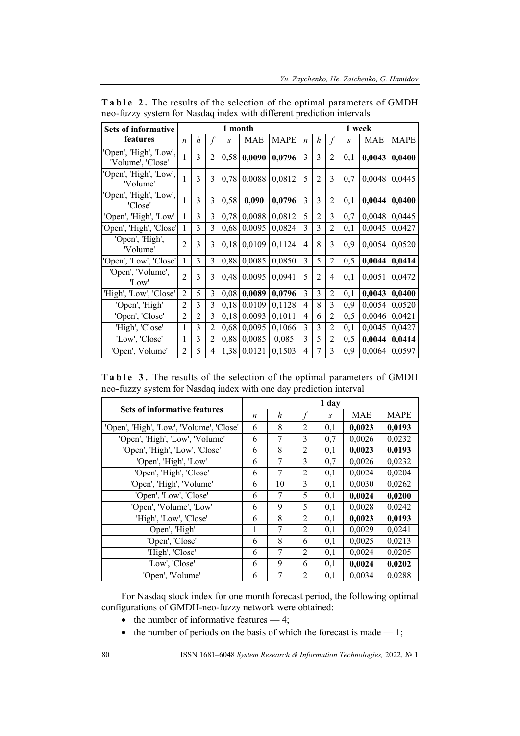**Table 2.** The results of the selection of the optimal parameters of GMDH neo-fuzzy system for Nasdaq index with different prediction intervals

| Sets of informative features | 1 month | | | | | | 1 week | | | | | |
|---|---|---|---|---|---|---|---|---|---|---|---|---|
| | $n$ | $h$ | $f$ | $s$ | MAE | MAPE | $n$ | $h$ | $f$ | $s$ | MAE | MAPE |
| 'Open', 'High', 'Low', 'Volume', 'Close' | 1 | 3 | 2 | 0,58 | **0,0090** | **0,0796** | 3 | 3 | 2 | 0,1 | **0,0043** | **0,0400** |
| 'Open', 'High', 'Low', 'Volume' | 1 | 3 | 3 | 0,78 | 0,0088 | 0,0812 | 5 | 2 | 3 | 0,7 | 0,0048 | 0,0445 |
| 'Open', 'High', 'Low', 'Close' | 1 | 3 | 3 | 0,58 | **0,090** | **0,0796** | 3 | 3 | 2 | 0,1 | **0,0044** | **0,0400** |
| 'Open', 'High', 'Low' | 1 | 3 | 3 | 0,78 | 0,0088 | 0,0812 | 5 | 2 | 3 | 0,7 | 0,0048 | 0,0445 |
| 'Open', 'High', 'Close' | 1 | 3 | 3 | 0,68 | 0,0095 | 0,0824 | 3 | 3 | 2 | 0,1 | 0,0045 | 0,0427 |
| 'Open', 'High', 'Volume' | 2 | 3 | 3 | 0,18 | 0,0109 | 0,1124 | 4 | 8 | 3 | 0,9 | 0,0054 | 0,0520 |
| 'Open', 'Low', 'Close' | 1 | 3 | 3 | 0,88 | 0,0085 | 0,0850 | 3 | 5 | 2 | 0,5 | **0,0044** | **0,0414** |
| 'Open', 'Volume', 'Low' | 2 | 3 | 3 | 0,48 | 0,0095 | 0,0941 | 5 | 2 | 4 | 0,1 | 0,0051 | 0,0472 |
| 'High', 'Low', 'Close' | 2 | 5 | 3 | 0,08 | **0,0089** | **0,0796** | 3 | 3 | 2 | 0,1 | **0,0043** | **0,0400** |
| 'Open', 'High' | 2 | 3 | 3 | 0,18 | 0,0109 | 0,1128 | 4 | 8 | 3 | 0,9 | 0,0054 | 0,0520 |
| 'Open', 'Close' | 2 | 2 | 3 | 0,18 | 0,0093 | 0,1011 | 4 | 6 | 2 | 0,5 | 0,0046 | 0,0421 |
| 'High', 'Close' | 1 | 3 | 2 | 0,68 | 0,0095 | 0,1066 | 3 | 3 | 2 | 0,1 | 0,0045 | 0,0427 |
| 'Low', 'Close' | 1 | 3 | 2 | 0,88 | 0,0085 | 0,085 | 3 | 5 | 2 | 0,5 | **0,0044** | **0,0414** |
| 'Open', Volume' | 2 | 5 | 4 | 1,38 | 0,0121 | 0,1503 | 4 | 7 | 3 | 0,9 | 0,0064 | 0,0597 |

**Table 3.** The results of the selection of the optimal parameters of GMDH neo-fuzzy system for Nasdaq index with one day prediction interval

| Sets of informative features | 1 day | | | | | |
|---|---|---|---|---|---|---|
| | $n$ | $h$ | $f$ | $s$ | MAE | MAPE |
| 'Open', 'High', 'Low', 'Volume', 'Close' | 6 | 8 | 2 | 0,1 | **0,0023** | **0,0193** |
| 'Open', 'High', 'Low', 'Volume' | 6 | 7 | 3 | 0,7 | 0,0026 | 0,0232 |
| 'Open', 'High', 'Low', 'Close' | 6 | 8 | 2 | 0,1 | **0,0023** | **0,0193** |
| 'Open', 'High', 'Low' | 6 | 7 | 3 | 0,7 | 0,0026 | 0,0232 |
| 'Open', 'High', 'Close' | 6 | 7 | 2 | 0,1 | 0,0024 | 0,0204 |
| 'Open', 'High', 'Volume' | 6 | 10 | 3 | 0,1 | 0,0030 | 0,0262 |
| 'Open', 'Low', 'Close' | 6 | 7 | 5 | 0,1 | **0,0024** | **0,0200** |
| 'Open', 'Volume', 'Low' | 6 | 9 | 5 | 0,1 | 0,0028 | 0,0242 |
| 'High', 'Low', 'Close' | 6 | 8 | 2 | 0,1 | **0,0023** | **0,0193** |
| 'Open', 'High' | 1 | 7 | 2 | 0,1 | 0,0029 | 0,0241 |
| 'Open', 'Close' | 6 | 8 | 6 | 0,1 | 0,0025 | 0,0213 |
| 'High', 'Close' | 6 | 7 | 2 | 0,1 | 0,0024 | 0,0205 |
| 'Low', 'Close' | 6 | 9 | 6 | 0,1 | **0,0024** | **0,0202** |
| 'Open', 'Volume' | 6 | 7 | 2 | 0,1 | 0,0034 | 0,0288 |

For Nasdaq stock index for one month forecast period, the following optimal configurations of GMDH-neo-fuzzy network were obtained:

- the number of informative features — 4;
- the number of periods on the basis of which the forecast is made — 1;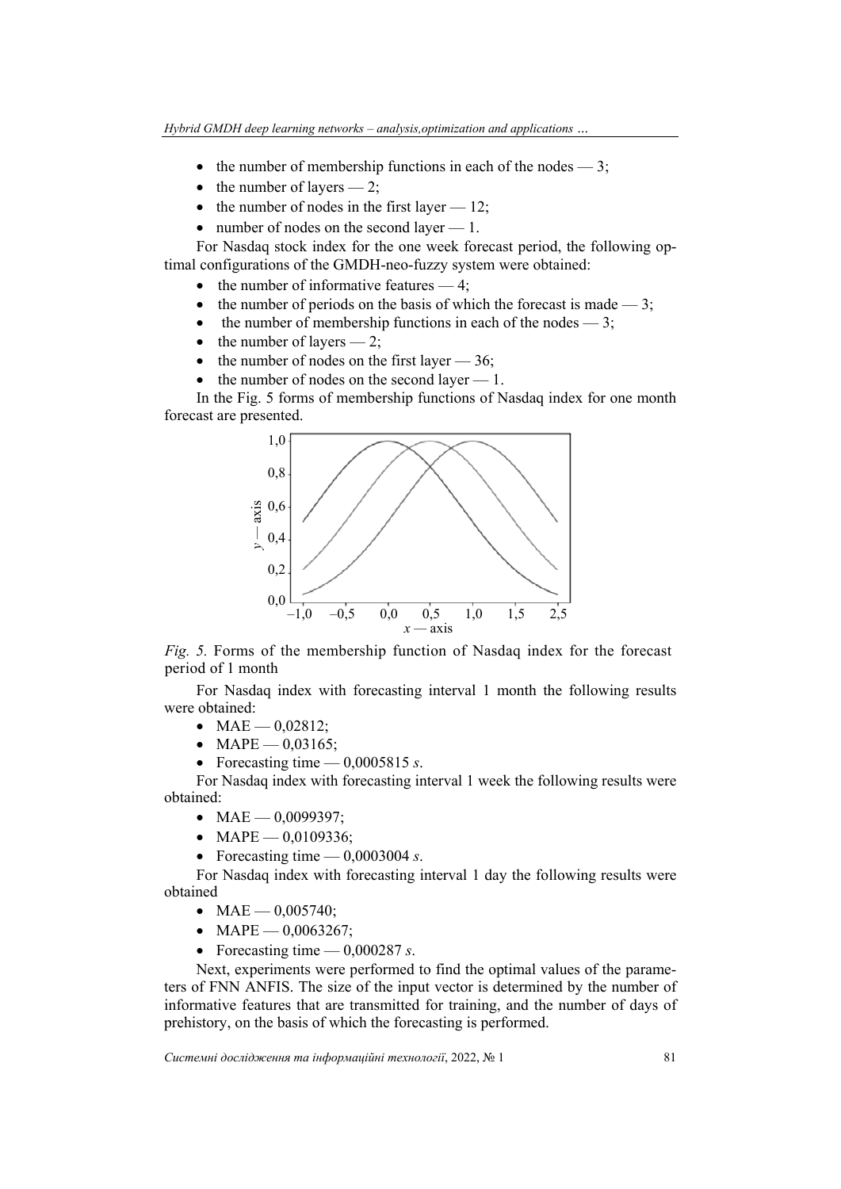- the number of membership functions in each of the nodes — 3;
- the number of layers — 2;
- the number of nodes in the first layer — 12;
- number of nodes on the second layer — 1.

For Nasdaq stock index for the one week forecast period, the following optimal configurations of the GMDH-neo-fuzzy system were obtained:

- the number of informative features — 4;
- the number of periods on the basis of which the forecast is made — 3;
- the number of membership functions in each of the nodes — 3;
- the number of layers — 2;
- the number of nodes on the first layer — 36;
- the number of nodes on the second layer — 1.

In the Fig. 5 forms of membership functions of Nasdaq index for one month forecast are presented.

*Fig. 5.* Forms of the membership function of Nasdaq index for the forecast period of 1 month

For Nasdaq index with forecasting interval 1 month the following results were obtained:

- MAE — 0,02812;
- MAPE — 0,03165;
- Forecasting time — 0,0005815 *s*.

For Nasdaq index with forecasting interval 1 week the following results were obtained:

- MAE — 0,0099397;
- MAPE — 0,0109336;
- Forecasting time — 0,0003004 *s*.

For Nasdaq index with forecasting interval 1 day the following results were obtained

- MAE — 0,005740;
- MAPE — 0,0063267;
- Forecasting time — 0,000287 *s*.

Next, experiments were performed to find the optimal values of the parameters of FNN ANFIS. The size of the input vector is determined by the number of informative features that are transmitted for training, and the number of days of prehistory, on the basis of which the forecasting is performed.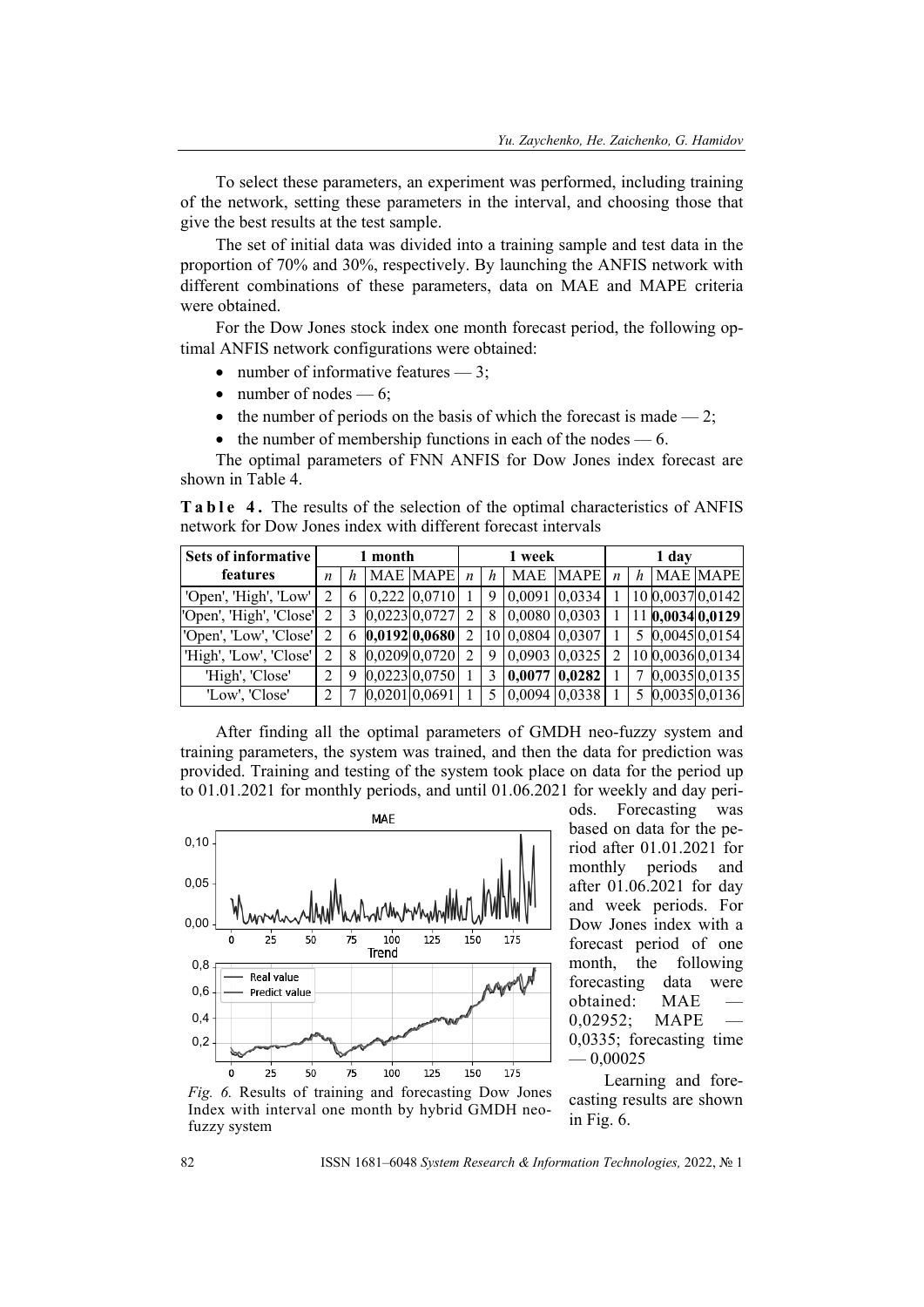To select these parameters, an experiment was performed, including training of the network, setting these parameters in the interval, and choosing those that give the best results at the test sample.

The set of initial data was divided into a training sample and test data in the proportion of 70% and 30%, respectively. By launching the ANFIS network with different combinations of these parameters, data on MAE and MAPE criteria were obtained.

For the Dow Jones stock index one month forecast period, the following optimal ANFIS network configurations were obtained:

- number of informative features — 3;
- number of nodes — 6;
- the number of periods on the basis of which the forecast is made — 2;
- the number of membership functions in each of the nodes — 6.

The optimal parameters of FNN ANFIS for Dow Jones index forecast are shown in Table 4.

**Table 4.** The results of the selection of the optimal characteristics of ANFIS network for Dow Jones index with different forecast intervals

| Sets of informative features | 1 month | | | | 1 week | | | | 1 day | | | |
|---|---|---|---|---|---|---|---|---|---|---|---|---|
| | $n$ | $h$ | MAE | MAPE | $n$ | $h$ | MAE | MAPE | $n$ | $h$ | MAE | MAPE |
| 'Open', 'High', 'Low' | 2 | 6 | 0,222 | 0,0710 | 1 | 9 | 0,0091 | 0,0334 | 1 | 10 | 0,0037 | 0,0142 |
| 'Open', 'High', 'Close' | 2 | 3 | 0,0223 | 0,0727 | 2 | 8 | 0,0080 | 0,0303 | 1 | 11 | **0,0034** | **0,0129** |
| 'Open', 'Low', 'Close' | 2 | 6 | **0,0192** | **0,0680** | 2 | 10 | 0,0804 | 0,0307 | 1 | 5 | 0,0045 | 0,0154 |
| 'High', 'Low', 'Close' | 2 | 8 | 0,0209 | 0,0720 | 2 | 9 | 0,0903 | 0,0325 | 2 | 10 | 0,0036 | 0,0134 |
| 'High', 'Close' | 2 | 9 | 0,0223 | 0,0750 | 1 | 3 | **0,0077** | **0,0282** | 1 | 7 | 0,0035 | 0,0135 |
| 'Low', 'Close' | 2 | 7 | 0,0201 | 0,0691 | 1 | 5 | 0,0094 | 0,0338 | 1 | 5 | 0,0035 | 0,0136 |

After finding all the optimal parameters of GMDH neo-fuzzy system and training parameters, the system was trained, and then the data for prediction was provided. Training and testing of the system took place on data for the period up to 01.01.2021 for monthly periods, and until 01.06.2021 for weekly and day periods. Forecasting was based on data for the period after 01.01.2021 for monthly periods and after 01.06.2021 for day and week periods. For Dow Jones index with a forecast period of one month, the following forecasting data were obtained: MAE — 0,02952; MAPE — 0,0335; forecasting time — 0,00025

Learning and forecasting results are shown in Fig. 6.

*Fig. 6.* Results of training and forecasting Dow Jones Index with interval one month by hybrid GMDH neo-fuzzy system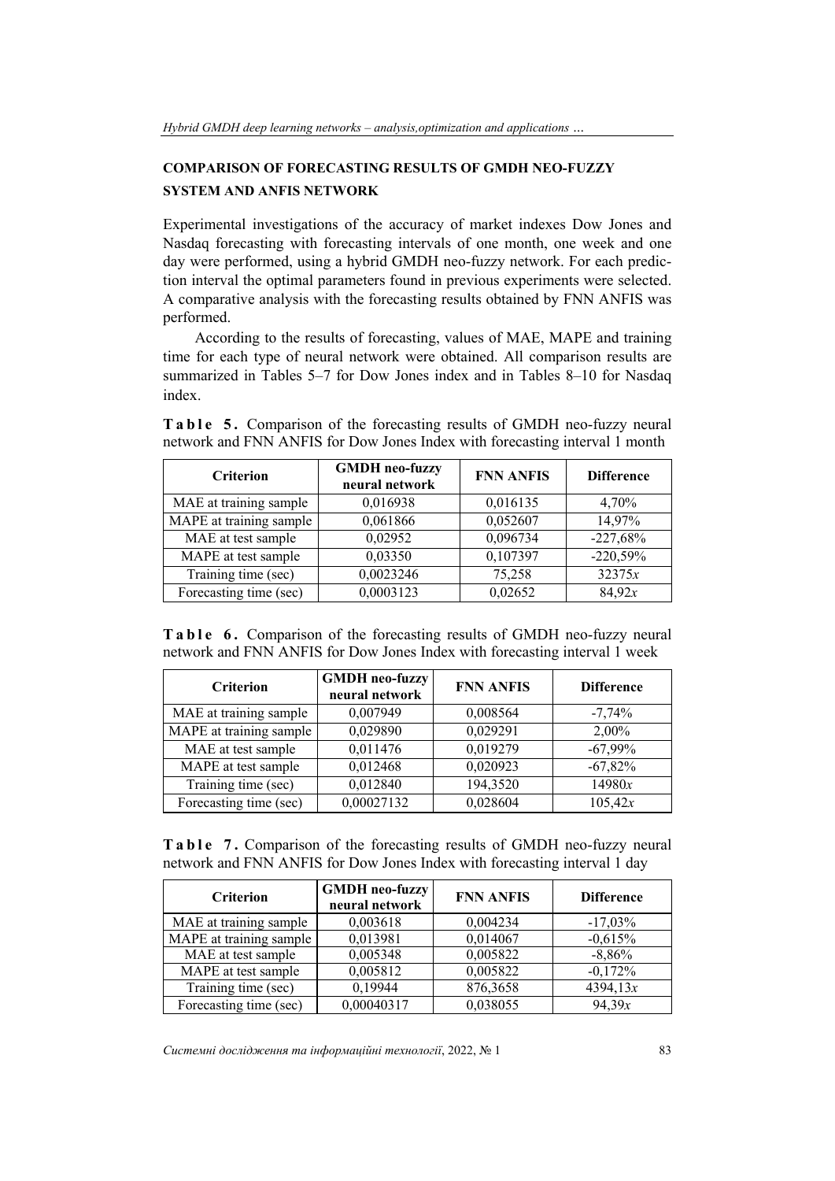## COMPARISON OF FORECASTING RESULTS OF GMDH NEO-FUZZY SYSTEM AND ANFIS NETWORK

Experimental investigations of the accuracy of market indexes Dow Jones and Nasdaq forecasting with forecasting intervals of one month, one week and one day were performed, using a hybrid GMDH neo-fuzzy network. For each prediction interval the optimal parameters found in previous experiments were selected. A comparative analysis with the forecasting results obtained by FNN ANFIS was performed.

According to the results of forecasting, values of MAE, MAPE and training time for each type of neural network were obtained. All comparison results are summarized in Tables 5–7 for Dow Jones index and in Tables 8–10 for Nasdaq index.

**Table 5.** Comparison of the forecasting results of GMDH neo-fuzzy neural network and FNN ANFIS for Dow Jones Index with forecasting interval 1 month

| Criterion | GMDH neo-fuzzy neural network | FNN ANFIS | Difference |
|---|---|---|---|
| MAE at training sample | 0,016938 | 0,016135 | 4,70% |
| MAPE at training sample | 0,061866 | 0,052607 | 14,97% |
| MAE at test sample | 0,02952 | 0,096734 | -227,68% |
| MAPE at test sample | 0,03350 | 0,107397 | -220,59% |
| Training time (sec) | 0,0023246 | 75,258 | 32375*x* |
| Forecasting time (sec) | 0,0003123 | 0,02652 | 84,92*x* |

**Table 6.** Comparison of the forecasting results of GMDH neo-fuzzy neural network and FNN ANFIS for Dow Jones Index with forecasting interval 1 week

| Criterion | GMDH neo-fuzzy neural network | FNN ANFIS | Difference |
|---|---|---|---|
| MAE at training sample | 0,007949 | 0,008564 | -7,74% |
| MAPE at training sample | 0,029890 | 0,029291 | 2,00% |
| MAE at test sample | 0,011476 | 0,019279 | -67,99% |
| MAPE at test sample | 0,012468 | 0,020923 | -67,82% |
| Training time (sec) | 0,012840 | 194,3520 | 14980*x* |
| Forecasting time (sec) | 0,00027132 | 0,028604 | 105,42*x* |

**Table 7.** Comparison of the forecasting results of GMDH neo-fuzzy neural network and FNN ANFIS for Dow Jones Index with forecasting interval 1 day

| Criterion | GMDH neo-fuzzy neural network | FNN ANFIS | Difference |
|---|---|---|---|
| MAE at training sample | 0,003618 | 0,004234 | -17,03% |
| MAPE at training sample | 0,013981 | 0,014067 | -0,615% |
| MAE at test sample | 0,005348 | 0,005822 | -8,86% |
| MAPE at test sample | 0,005812 | 0,005822 | -0,172% |
| Training time (sec) | 0,19944 | 876,3658 | 4394,13*x* |
| Forecasting time (sec) | 0,00040317 | 0,038055 | 94,39*x* |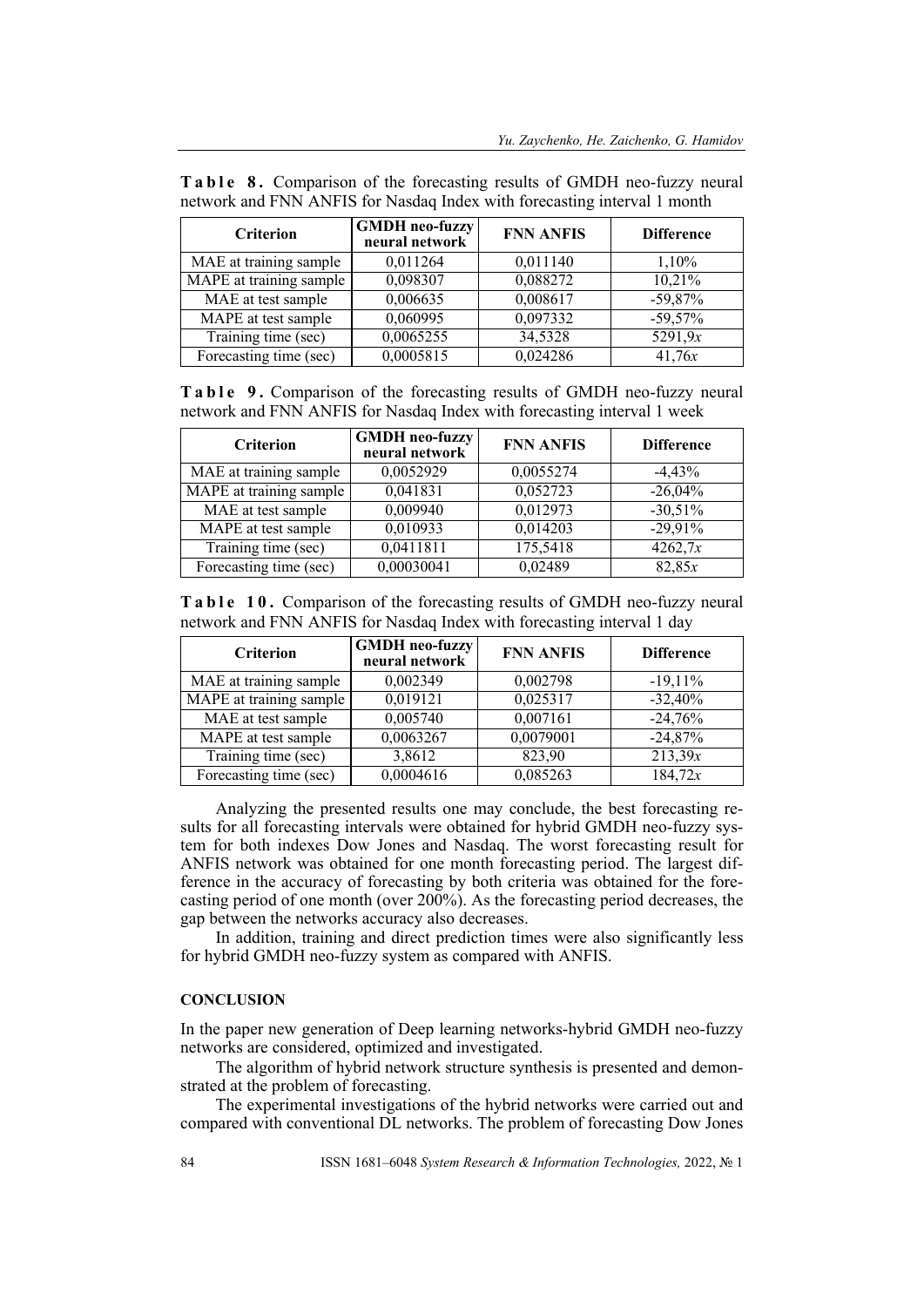**Table 8.** Comparison of the forecasting results of GMDH neo-fuzzy neural network and FNN ANFIS for Nasdaq Index with forecasting interval 1 month

| Criterion | GMDH neo-fuzzy neural network | FNN ANFIS | Difference |
|---|---|---|---|
| MAE at training sample | 0,011264 | 0,011140 | 1,10% |
| MAPE at training sample | 0,098307 | 0,088272 | 10,21% |
| MAE at test sample | 0,006635 | 0,008617 | -59,87% |
| MAPE at test sample | 0,060995 | 0,097332 | -59,57% |
| Training time (sec) | 0,0065255 | 34,5328 | 5291,9*x* |
| Forecasting time (sec) | 0,0005815 | 0,024286 | 41,76*x* |

**Table 9.** Comparison of the forecasting results of GMDH neo-fuzzy neural network and FNN ANFIS for Nasdaq Index with forecasting interval 1 week

| Criterion | GMDH neo-fuzzy neural network | FNN ANFIS | Difference |
|---|---|---|---|
| MAE at training sample | 0,0052929 | 0,0055274 | -4,43% |
| MAPE at training sample | 0,041831 | 0,052723 | -26,04% |
| MAE at test sample | 0,009940 | 0,012973 | -30,51% |
| MAPE at test sample | 0,010933 | 0,014203 | -29,91% |
| Training time (sec) | 0,0411811 | 175,5418 | 4262,7*x* |
| Forecasting time (sec) | 0,00030041 | 0,02489 | 82,85*x* |

**Table 10.** Comparison of the forecasting results of GMDH neo-fuzzy neural network and FNN ANFIS for Nasdaq Index with forecasting interval 1 day

| Criterion | GMDH neo-fuzzy neural network | FNN ANFIS | Difference |
|---|---|---|---|
| MAE at training sample | 0,002349 | 0,002798 | -19,11% |
| MAPE at training sample | 0,019121 | 0,025317 | -32,40% |
| MAE at test sample | 0,005740 | 0,007161 | -24,76% |
| MAPE at test sample | 0,0063267 | 0,0079001 | -24,87% |
| Training time (sec) | 3,8612 | 823,90 | 213,39*x* |
| Forecasting time (sec) | 0,0004616 | 0,085263 | 184,72*x* |

Analyzing the presented results one may conclude, the best forecasting results for all forecasting intervals were obtained for hybrid GMDH neo-fuzzy system for both indexes Dow Jones and Nasdaq. The worst forecasting result for ANFIS network was obtained for one month forecasting period. The largest difference in the accuracy of forecasting by both criteria was obtained for the forecasting period of one month (over 200%). As the forecasting period decreases, the gap between the networks accuracy also decreases.

In addition, training and direct prediction times were also significantly less for hybrid GMDH neo-fuzzy system as compared with ANFIS.

## CONCLUSION

In the paper new generation of Deep learning networks-hybrid GMDH neo-fuzzy networks are considered, optimized and investigated.

The algorithm of hybrid network structure synthesis is presented and demonstrated at the problem of forecasting.

The experimental investigations of the hybrid networks were carried out and compared with conventional DL networks. The problem of forecasting Dow Jones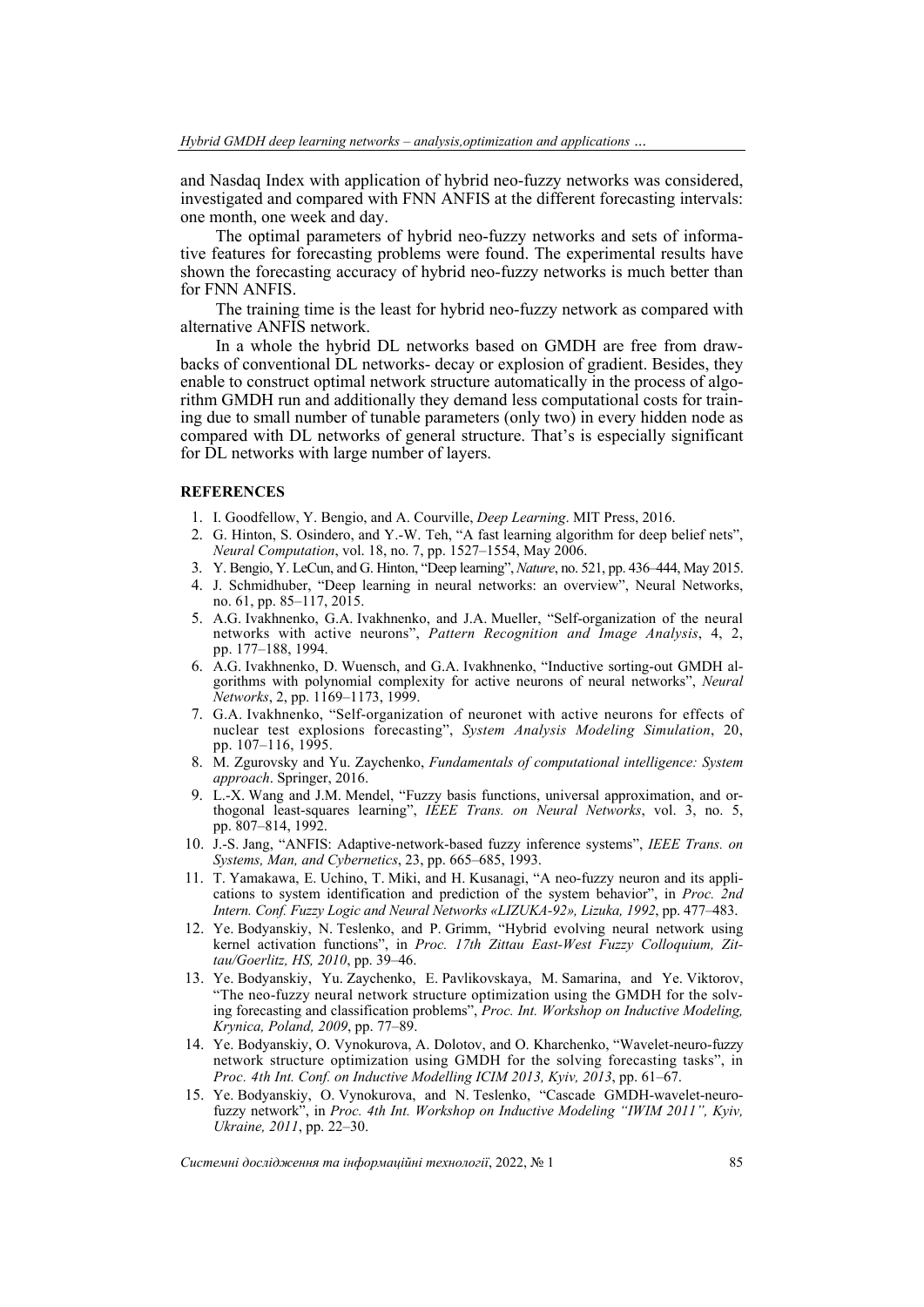and Nasdaq Index with application of hybrid neo-fuzzy networks was considered, investigated and compared with FNN ANFIS at the different forecasting intervals: one month, one week and day.

The optimal parameters of hybrid neo-fuzzy networks and sets of informative features for forecasting problems were found. The experimental results have shown the forecasting accuracy of hybrid neo-fuzzy networks is much better than for FNN ANFIS.

The training time is the least for hybrid neo-fuzzy network as compared with alternative ANFIS network.

In a whole the hybrid DL networks based on GMDH are free from drawbacks of conventional DL networks- decay or explosion of gradient. Besides, they enable to construct optimal network structure automatically in the process of algorithm GMDH run and additionally they demand less computational costs for training due to small number of tunable parameters (only two) in every hidden node as compared with DL networks of general structure. That's is especially significant for DL networks with large number of layers.

## REFERENCES

1. I. Goodfellow, Y. Bengio, and A. Courville, *Deep Learning*. MIT Press, 2016.
2. G. Hinton, S. Osindero, and Y.-W. Teh, "A fast learning algorithm for deep belief nets", *Neural Computation*, vol. 18, no. 7, pp. 1527–1554, May 2006.
3. Y. Bengio, Y. LeCun, and G. Hinton, "Deep learning", *Nature*, no. 521, pp. 436–444, May 2015.
4. J. Schmidhuber, "Deep learning in neural networks: an overview", Neural Networks, no. 61, pp. 85–117, 2015.
5. A.G. Ivakhnenko, G.A. Ivakhnenko, and J.A. Mueller, "Self-organization of the neural networks with active neurons", *Pattern Recognition and Image Analysis*, 4, 2, pp. 177–188, 1994.
6. A.G. Ivakhnenko, D. Wuensch, and G.A. Ivakhnenko, "Inductive sorting-out GMDH algorithms with polynomial complexity for active neurons of neural networks", *Neural Networks*, 2, pp. 1169–1173, 1999.
7. G.A. Ivakhnenko, "Self-organization of neuronet with active neurons for effects of nuclear test explosions forecasting", *System Analysis Modeling Simulation*, 20, pp. 107–116, 1995.
8. M. Zgurovsky and Yu. Zaychenko, *Fundamentals of computational intelligence: System approach*. Springer, 2016.
9. L.-X. Wang and J.M. Mendel, "Fuzzy basis functions, universal approximation, and orthogonal least-squares learning", *IEEE Trans. on Neural Networks*, vol. 3, no. 5, pp. 807–814, 1992.
10. J.-S. Jang, "ANFIS: Adaptive-network-based fuzzy inference systems", *IEEE Trans. on Systems, Man, and Cybernetics*, 23, pp. 665–685, 1993.
11. T. Yamakawa, E. Uchino, T. Miki, and H. Kusanagi, "A neo-fuzzy neuron and its applications to system identification and prediction of the system behavior", in *Proc. 2nd Intern. Conf. Fuzzy Logic and Neural Networks «LIZUKA-92», Lizuka, 1992*, pp. 477–483.
12. Ye. Bodyanskiy, N. Teslenko, and P. Grimm, "Hybrid evolving neural network using kernel activation functions", in *Proc. 17th Zittau East-West Fuzzy Colloquium, Zittau/Goerlitz, HS, 2010*, pp. 39–46.
13. Ye. Bodyanskiy, Yu. Zaychenko, E. Pavlikovskaya, M. Samarina, and Ye. Viktorov, "The neo-fuzzy neural network structure optimization using the GMDH for the solving forecasting and classification problems", *Proc. Int. Workshop on Inductive Modeling, Krynica, Poland, 2009*, pp. 77–89.
14. Ye. Bodyanskiy, O. Vynokurova, A. Dolotov, and O. Kharchenko, "Wavelet-neuro-fuzzy network structure optimization using GMDH for the solving forecasting tasks", in *Proc. 4th Int. Conf. on Inductive Modelling ICIM 2013, Kyiv, 2013*, pp. 61–67.
15. Ye. Bodyanskiy, O. Vynokurova, and N. Teslenko, "Cascade GMDH-wavelet-neuro-fuzzy network", in *Proc. 4th Int. Workshop on Inductive Modeling "IWIM 2011", Kyiv, Ukraine, 2011*, pp. 22–30.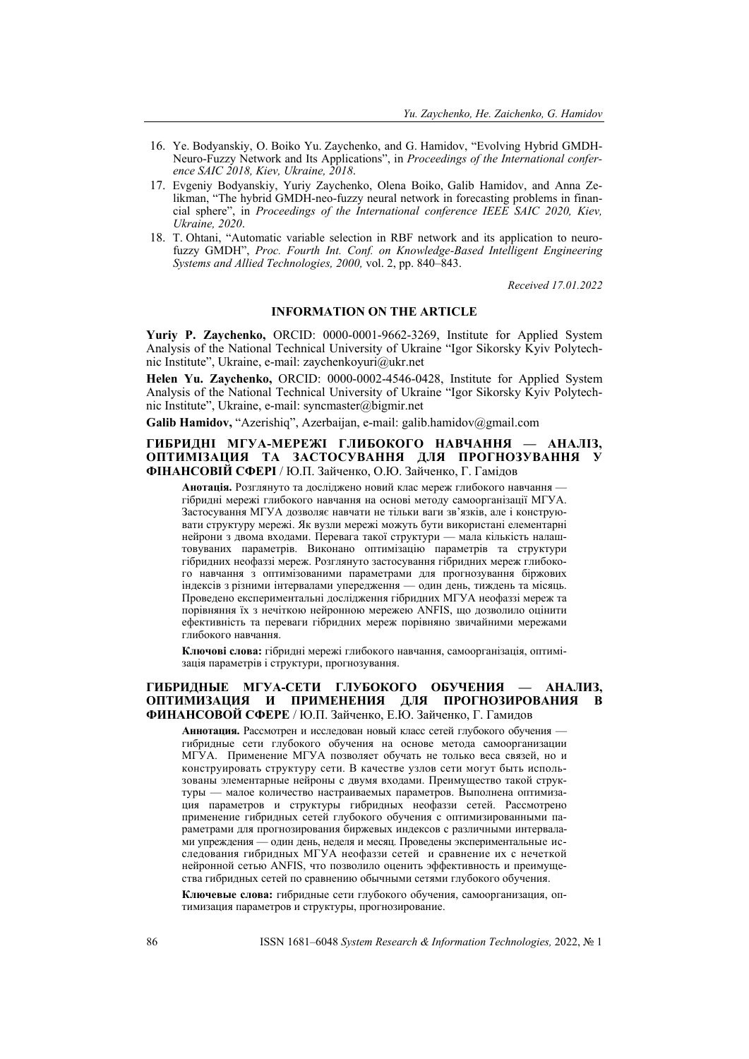16. Ye. Bodyanskiy, O. Boiko Yu. Zaychenko, and G. Hamidov, "Evolving Hybrid GMDH-Neuro-Fuzzy Network and Its Applications", in *Proceedings of the International conference SAIC 2018, Kiev, Ukraine, 2018*.
17. Evgeniy Bodyanskiy, Yuriy Zaychenko, Olena Boiko, Galib Hamidov, and Anna Zelikman, "The hybrid GMDH-neo-fuzzy neural network in forecasting problems in financial sphere", in *Proceedings of the International conference IEEE SAIC 2020, Kiev, Ukraine, 2020*.
18. T. Ohtani, "Automatic variable selection in RBF network and its application to neuro-fuzzy GMDH", *Proc. Fourth Int. Conf. on Knowledge-Based Intelligent Engineering Systems and Allied Technologies, 2000,* vol. 2, pp. 840–843.

*Received 17.01.2022*

## INFORMATION ON THE ARTICLE

**Yuriy P. Zaychenko,** ORCID: 0000-0001-9662-3269, Institute for Applied System Analysis of the National Technical University of Ukraine "Igor Sikorsky Kyiv Polytechnic Institute", Ukraine, e-mail: zaychenkoyuri@ukr.net

**Helen Yu. Zaychenko,** ORCID: 0000-0002-4546-0428, Institute for Applied System Analysis of the National Technical University of Ukraine "Igor Sikorsky Kyiv Polytechnic Institute", Ukraine, e-mail: syncmaster@bigmir.net

**Galib Hamidov,** "Azerishiq", Azerbaijan, e-mail: galib.hamidov@gmail.com

## ГИБРИДНІ МГУА-МЕРЕЖІ ГЛИБОКОГО НАВЧАННЯ — АНАЛІЗ, ОПТИМІЗАЦИЯ ТА ЗАСТОСУВАННЯ ДЛЯ ПРОГНОЗУВАННЯ У ФІНАНСОВІЙ СФЕРІ / Ю.П. Зайченко, О.Ю. Зайченко, Г. Гамідов

**Анотація.** Розглянуто та досліджено новий клас мереж глибокого навчання — гібридні мережі глибокого навчання на основі методу самоорганізації МГУА. Застосування МГУА дозволяє навчати не тільки ваги зв'язків, але і конструювати структуру мережі. Як вузли мережі можуть бути використані елементарні нейрони з двома входами. Перевага такої структури — мала кількість налаштовуваних параметрів. Виконано оптимізацію параметрів та структури гібридних неофаззі мереж. Розглянуто застосування гібридних мереж глибокого навчання з оптимізованими параметрами для прогнозування біржових індексів з різними інтервалами упередження — один день, тиждень та місяць. Проведено експериментальні дослідження гібридних МГУА неофаззі мереж та порівняння їх з нечіткою нейронною мережею ANFIS, що дозволило оцінити ефективність та переваги гібридних мереж порівняно звичайними мережами глибокого навчання.

**Ключові слова:** гібридні мережі глибокого навчання, самоорганізація, оптимізація параметрів і структури, прогнозування.

## ГИБРИДНЫЕ МГУА-СЕТИ ГЛУБОКОГО ОБУЧЕНИЯ — АНАЛИЗ, ОПТИМИЗАЦИЯ И ПРИМЕНЕНИЯ ДЛЯ ПРОГНОЗИРОВАНИЯ В ФИНАНСОВОЙ СФЕРЕ / Ю.П. Зайченко, Е.Ю. Зайченко, Г. Гамидов

**Аннотация.** Рассмотрен и исследован новый класс сетей глубокого обучения — гибридные сети глубокого обучения на основе метода самоорганизации МГУА. Применение МГУА позволяет обучать не только веса связей, но и конструировать структуру сети. В качестве узлов сети могут быть использованы элементарные нейроны с двумя входами. Преимущество такой структуры — малое количество настраиваемых параметров. Выполнена оптимизация параметров и структуры гибридных неофаззи сетей. Рассмотрено применение гибридных сетей глубокого обучения с оптимизированными параметрами для прогнозирования биржевых индексов с различными интервалами упреждения — один день, неделя и месяц. Проведены экспериментальные исследования гибридных МГУА неофаззи сетей и сравнение их с нечеткой нейронной сетью ANFIS, что позволило оценить эффективность и преимущества гибридных сетей по сравнению обычными сетями глубокого обучения.

**Ключевые слова:** гибридные сети глубокого обучения, самоорганизация, оптимизация параметров и структуры, прогнозирование.